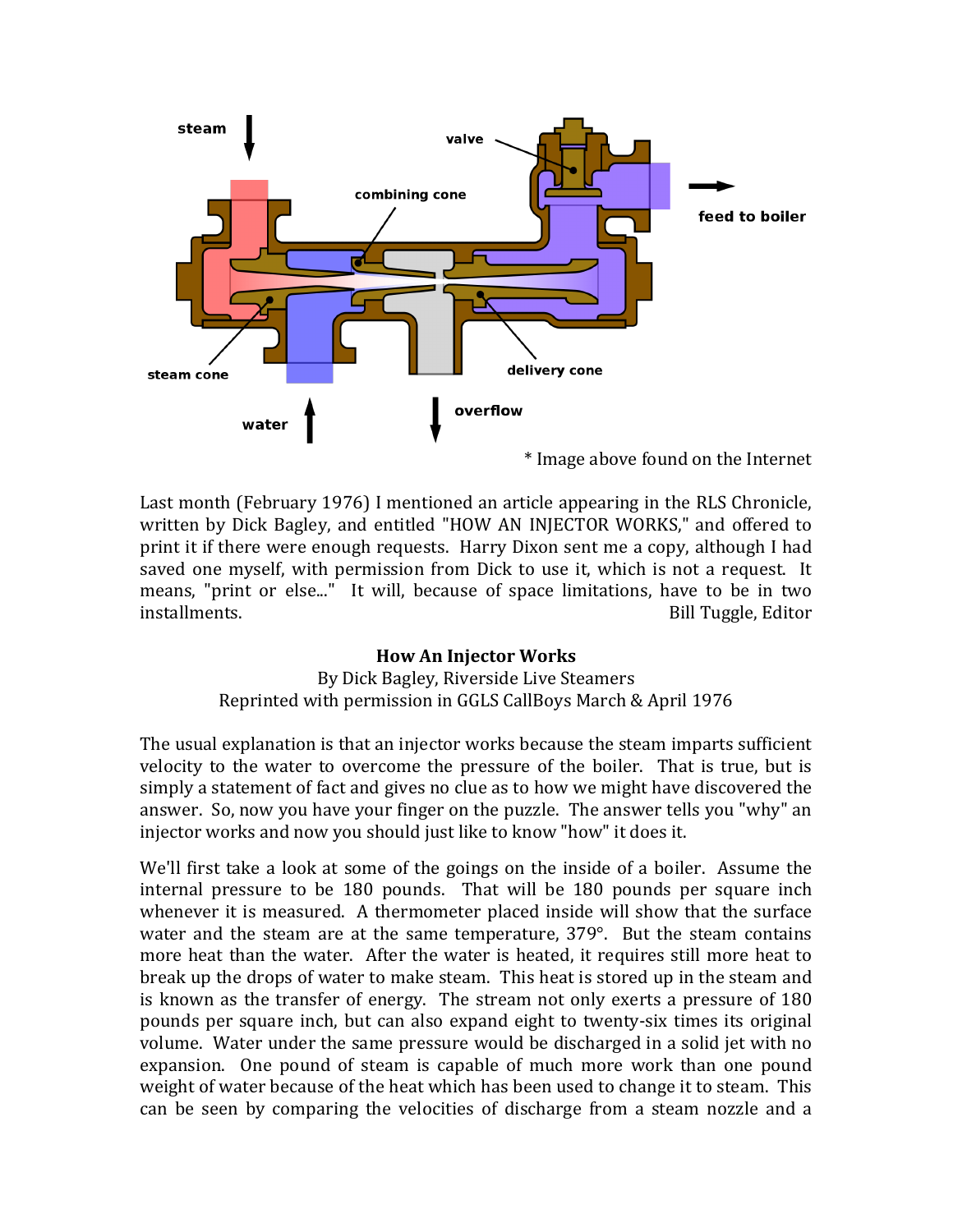steam

valve

combining cone

feed to boiler

steam cone

delivery cone

water

overflow

\* Image above found on the Internet

Last month (February 1976) I mentioned an article appearing in the RLS Chronicle, written by Dick Bagley, and entitled "HOW AN INJECTOR WORKS," and offered to print it if there were enough requests. Harry Dixon sent me a copy, although I had saved one myself, with permission from Dick to use it, which is not a request. It means, "print or else..." It will, because of space limitations, have to be in two installments.
Bill Tuggle, Editor

## How An Injector Works

By Dick Bagley, Riverside Live Steamers
Reprinted with permission in GGLS CallBoys March & April 1976

The usual explanation is that an injector works because the steam imparts sufficient velocity to the water to overcome the pressure of the boiler. That is true, but is simply a statement of fact and gives no clue as to how we might have discovered the answer. So, now you have your finger on the puzzle. The answer tells you "why" an injector works and now you should just like to know "how" it does it.

We'll first take a look at some of the goings on the inside of a boiler. Assume the internal pressure to be 180 pounds. That will be 180 pounds per square inch whenever it is measured. A thermometer placed inside will show that the surface water and the steam are at the same temperature, 379°. But the steam contains more heat than the water. After the water is heated, it requires still more heat to break up the drops of water to make steam. This heat is stored up in the steam and is known as the transfer of energy. The stream not only exerts a pressure of 180 pounds per square inch, but can also expand eight to twenty-six times its original volume. Water under the same pressure would be discharged in a solid jet with no expansion. One pound of steam is capable of much more work than one pound weight of water because of the heat which has been used to change it to steam. This can be seen by comparing the velocities of discharge from a steam nozzle and a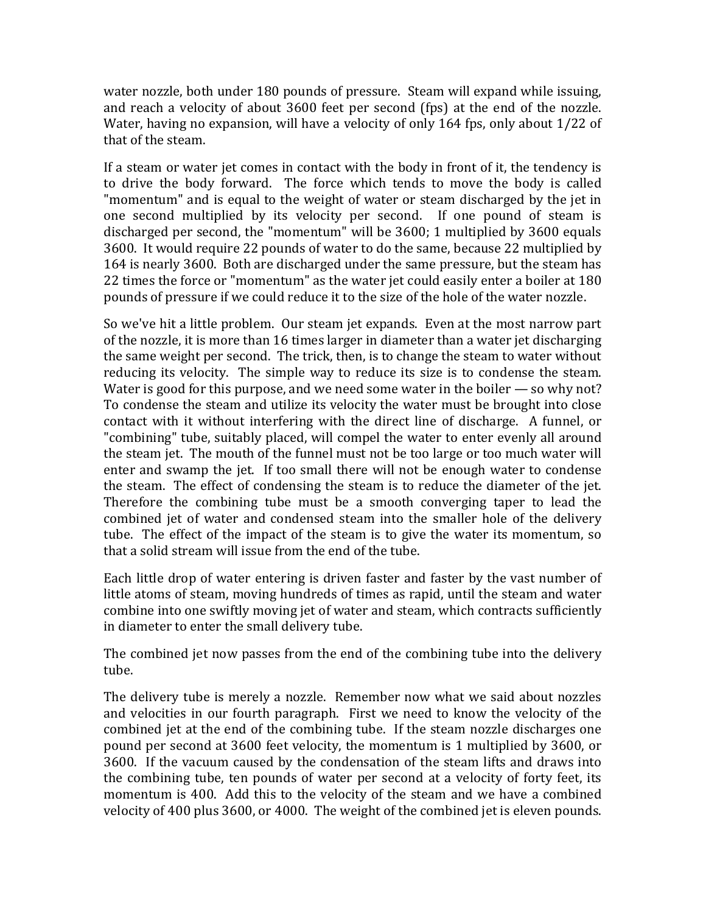water nozzle, both under 180 pounds of pressure. Steam will expand while issuing, and reach a velocity of about 3600 feet per second (fps) at the end of the nozzle. Water, having no expansion, will have a velocity of only 164 fps, only about 1/22 of that of the steam.

If a steam or water jet comes in contact with the body in front of it, the tendency is to drive the body forward. The force which tends to move the body is called "momentum" and is equal to the weight of water or steam discharged by the jet in one second multiplied by its velocity per second. If one pound of steam is discharged per second, the "momentum" will be 3600; 1 multiplied by 3600 equals 3600. It would require 22 pounds of water to do the same, because 22 multiplied by 164 is nearly 3600. Both are discharged under the same pressure, but the steam has 22 times the force or "momentum" as the water jet could easily enter a boiler at 180 pounds of pressure if we could reduce it to the size of the hole of the water nozzle.

So we've hit a little problem. Our steam jet expands. Even at the most narrow part of the nozzle, it is more than 16 times larger in diameter than a water jet discharging the same weight per second. The trick, then, is to change the steam to water without reducing its velocity. The simple way to reduce its size is to condense the steam. Water is good for this purpose, and we need some water in the boiler — so why not? To condense the steam and utilize its velocity the water must be brought into close contact with it without interfering with the direct line of discharge. A funnel, or "combining" tube, suitably placed, will compel the water to enter evenly all around the steam jet. The mouth of the funnel must not be too large or too much water will enter and swamp the jet. If too small there will not be enough water to condense the steam. The effect of condensing the steam is to reduce the diameter of the jet. Therefore the combining tube must be a smooth converging taper to lead the combined jet of water and condensed steam into the smaller hole of the delivery tube. The effect of the impact of the steam is to give the water its momentum, so that a solid stream will issue from the end of the tube.

Each little drop of water entering is driven faster and faster by the vast number of little atoms of steam, moving hundreds of times as rapid, until the steam and water combine into one swiftly moving jet of water and steam, which contracts sufficiently in diameter to enter the small delivery tube.

The combined jet now passes from the end of the combining tube into the delivery tube.

The delivery tube is merely a nozzle. Remember now what we said about nozzles and velocities in our fourth paragraph. First we need to know the velocity of the combined jet at the end of the combining tube. If the steam nozzle discharges one pound per second at 3600 feet velocity, the momentum is 1 multiplied by 3600, or 3600. If the vacuum caused by the condensation of the steam lifts and draws into the combining tube, ten pounds of water per second at a velocity of forty feet, its momentum is 400. Add this to the velocity of the steam and we have a combined velocity of 400 plus 3600, or 4000. The weight of the combined jet is eleven pounds.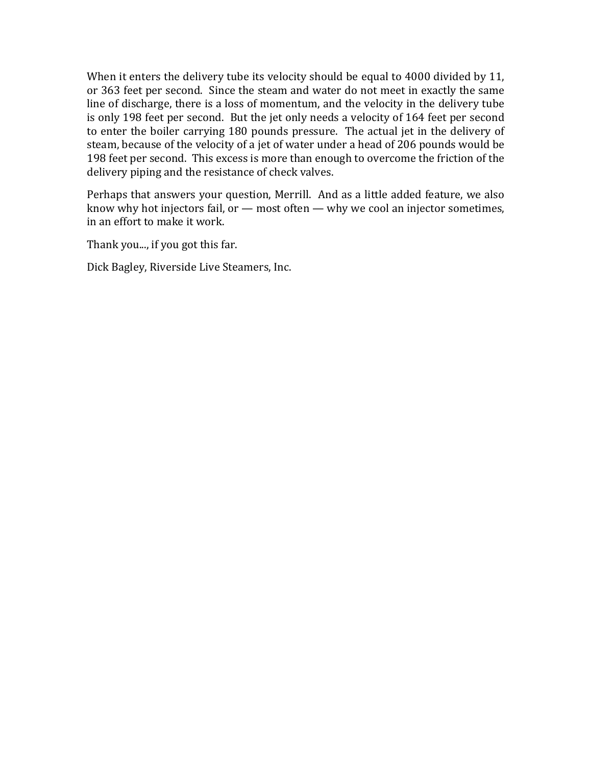When it enters the delivery tube its velocity should be equal to 4000 divided by 11, or 363 feet per second. Since the steam and water do not meet in exactly the same line of discharge, there is a loss of momentum, and the velocity in the delivery tube is only 198 feet per second. But the jet only needs a velocity of 164 feet per second to enter the boiler carrying 180 pounds pressure. The actual jet in the delivery of steam, because of the velocity of a jet of water under a head of 206 pounds would be 198 feet per second. This excess is more than enough to overcome the friction of the delivery piping and the resistance of check valves.

Perhaps that answers your question, Merrill. And as a little added feature, we also know why hot injectors fail, or — most often — why we cool an injector sometimes, in an effort to make it work.

Thank you..., if you got this far.

Dick Bagley, Riverside Live Steamers, Inc.